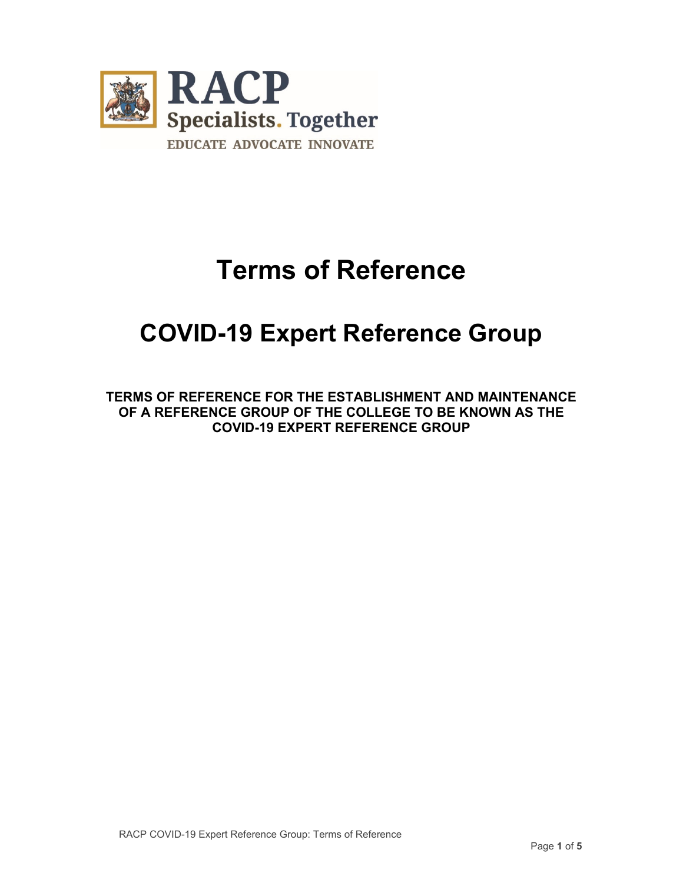RACP
Specialists. Together
EDUCATE ADVOCATE INNOVATE

# Terms of Reference

## COVID-19 Expert Reference Group

**TERMS OF REFERENCE FOR THE ESTABLISHMENT AND MAINTENANCE OF A REFERENCE GROUP OF THE COLLEGE TO BE KNOWN AS THE COVID-19 EXPERT REFERENCE GROUP**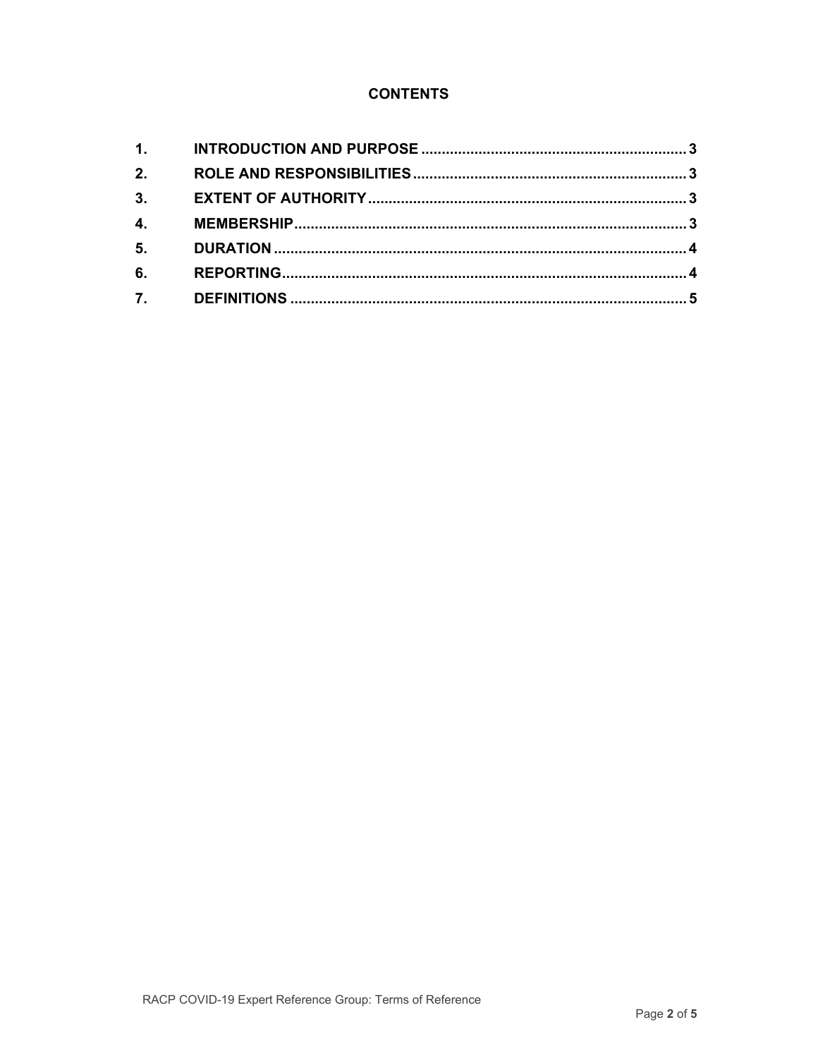## CONTENTS

| | | |
|---|---|---|
| 1. | INTRODUCTION AND PURPOSE | 3 |
| 2. | ROLE AND RESPONSIBILITIES | 3 |
| 3. | EXTENT OF AUTHORITY | 3 |
| 4. | MEMBERSHIP | 3 |
| 5. | DURATION | 4 |
| 6. | REPORTING | 4 |
| 7. | DEFINITIONS | 5 |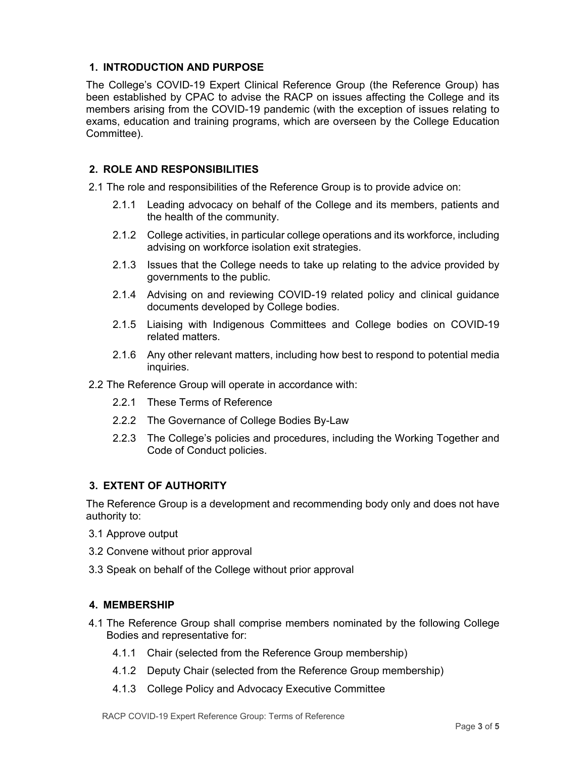## 1. INTRODUCTION AND PURPOSE

The College's COVID-19 Expert Clinical Reference Group (the Reference Group) has been established by CPAC to advise the RACP on issues affecting the College and its members arising from the COVID-19 pandemic (with the exception of issues relating to exams, education and training programs, which are overseen by the College Education Committee).

## 2. ROLE AND RESPONSIBILITIES

2.1 The role and responsibilities of the Reference Group is to provide advice on:

- 2.1.1 Leading advocacy on behalf of the College and its members, patients and the health of the community.
- 2.1.2 College activities, in particular college operations and its workforce, including advising on workforce isolation exit strategies.
- 2.1.3 Issues that the College needs to take up relating to the advice provided by governments to the public.
- 2.1.4 Advising on and reviewing COVID-19 related policy and clinical guidance documents developed by College bodies.
- 2.1.5 Liaising with Indigenous Committees and College bodies on COVID-19 related matters.
- 2.1.6 Any other relevant matters, including how best to respond to potential media inquiries.

2.2 The Reference Group will operate in accordance with:

- 2.2.1 These Terms of Reference
- 2.2.2 The Governance of College Bodies By-Law
- 2.2.3 The College's policies and procedures, including the Working Together and Code of Conduct policies.

## 3. EXTENT OF AUTHORITY

The Reference Group is a development and recommending body only and does not have authority to:

3.1 Approve output

3.2 Convene without prior approval

3.3 Speak on behalf of the College without prior approval

## 4. MEMBERSHIP

4.1 The Reference Group shall comprise members nominated by the following College Bodies and representative for:

- 4.1.1 Chair (selected from the Reference Group membership)
- 4.1.2 Deputy Chair (selected from the Reference Group membership)
- 4.1.3 College Policy and Advocacy Executive Committee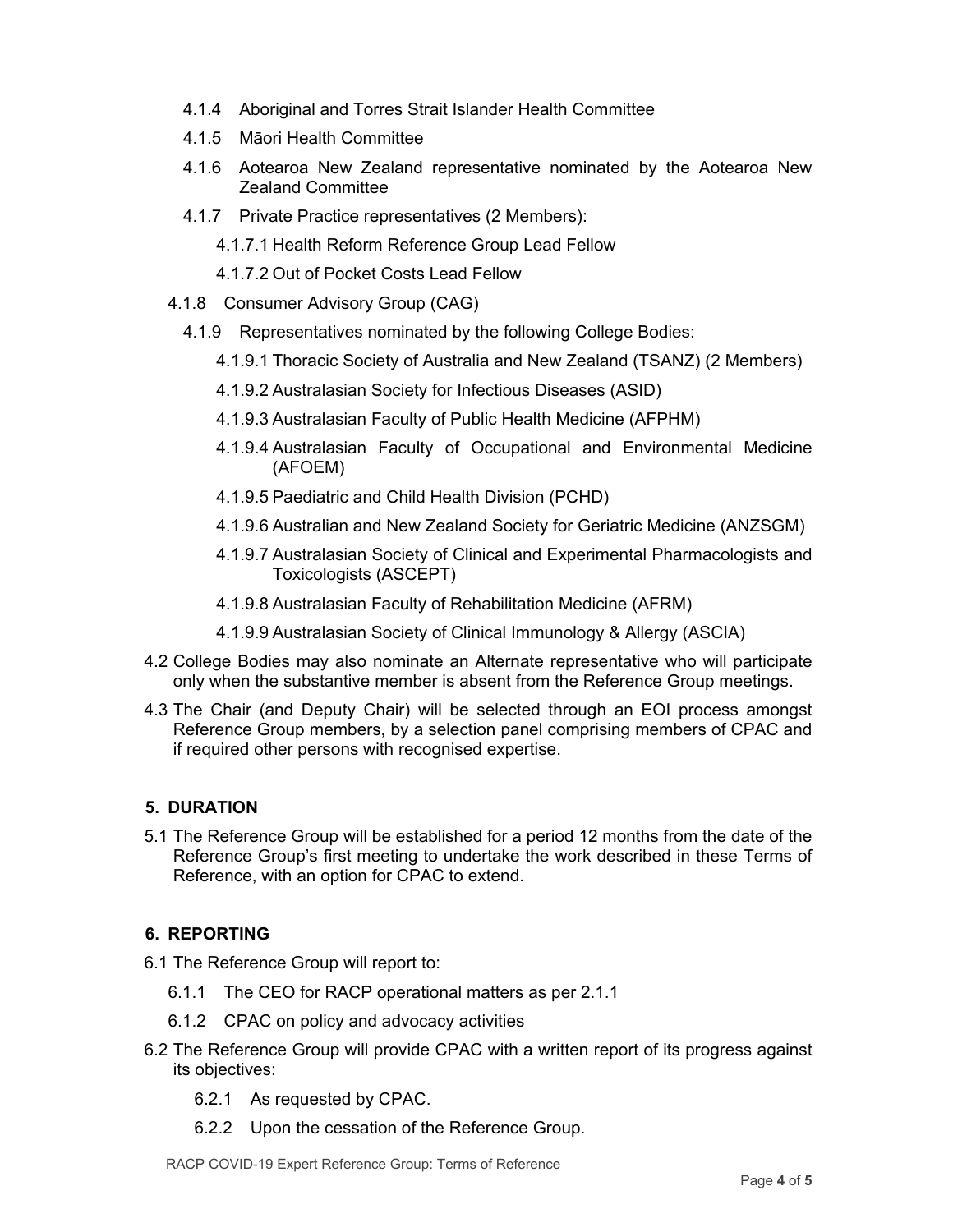4.1.4 Aboriginal and Torres Strait Islander Health Committee

4.1.5 Māori Health Committee

4.1.6 Aotearoa New Zealand representative nominated by the Aotearoa New Zealand Committee

4.1.7 Private Practice representatives (2 Members):

4.1.7.1 Health Reform Reference Group Lead Fellow

4.1.7.2 Out of Pocket Costs Lead Fellow

4.1.8 Consumer Advisory Group (CAG)

4.1.9 Representatives nominated by the following College Bodies:

4.1.9.1 Thoracic Society of Australia and New Zealand (TSANZ) (2 Members)

4.1.9.2 Australasian Society for Infectious Diseases (ASID)

4.1.9.3 Australasian Faculty of Public Health Medicine (AFPHM)

4.1.9.4 Australasian Faculty of Occupational and Environmental Medicine (AFOEM)

4.1.9.5 Paediatric and Child Health Division (PCHD)

4.1.9.6 Australian and New Zealand Society for Geriatric Medicine (ANZSGM)

4.1.9.7 Australasian Society of Clinical and Experimental Pharmacologists and Toxicologists (ASCEPT)

4.1.9.8 Australasian Faculty of Rehabilitation Medicine (AFRM)

4.1.9.9 Australasian Society of Clinical Immunology & Allergy (ASCIA)

4.2 College Bodies may also nominate an Alternate representative who will participate only when the substantive member is absent from the Reference Group meetings.

4.3 The Chair (and Deputy Chair) will be selected through an EOI process amongst Reference Group members, by a selection panel comprising members of CPAC and if required other persons with recognised expertise.

## 5. DURATION

5.1 The Reference Group will be established for a period 12 months from the date of the Reference Group's first meeting to undertake the work described in these Terms of Reference, with an option for CPAC to extend.

## 6. REPORTING

6.1 The Reference Group will report to:

6.1.1 The CEO for RACP operational matters as per 2.1.1

6.1.2 CPAC on policy and advocacy activities

6.2 The Reference Group will provide CPAC with a written report of its progress against its objectives:

6.2.1 As requested by CPAC.

6.2.2 Upon the cessation of the Reference Group.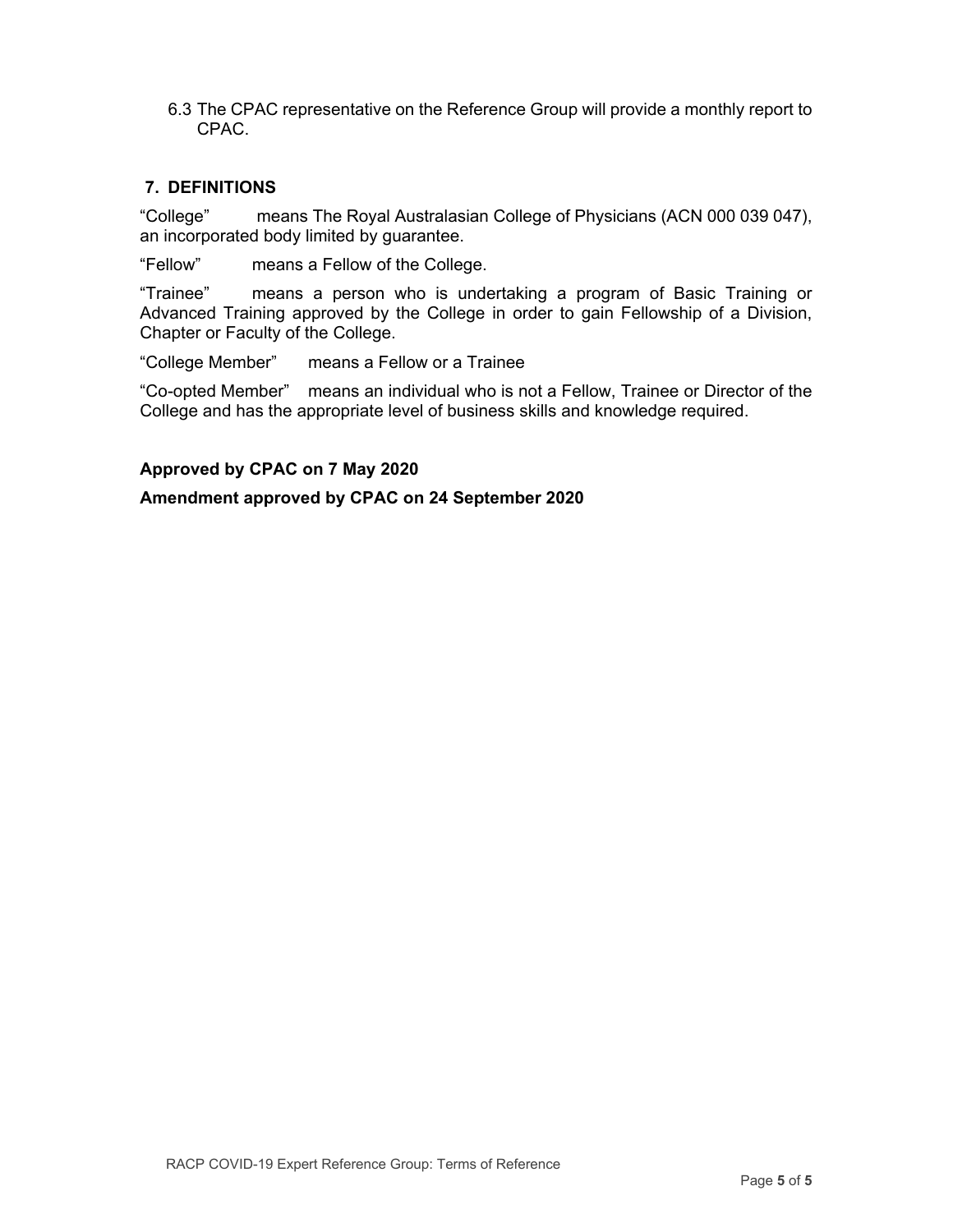6.3 The CPAC representative on the Reference Group will provide a monthly report to CPAC.

## 7. DEFINITIONS

"College" means The Royal Australasian College of Physicians (ACN 000 039 047), an incorporated body limited by guarantee.

"Fellow" means a Fellow of the College.

"Trainee" means a person who is undertaking a program of Basic Training or Advanced Training approved by the College in order to gain Fellowship of a Division, Chapter or Faculty of the College.

"College Member" means a Fellow or a Trainee

"Co-opted Member" means an individual who is not a Fellow, Trainee or Director of the College and has the appropriate level of business skills and knowledge required.

**Approved by CPAC on 7 May 2020**

**Amendment approved by CPAC on 24 September 2020**